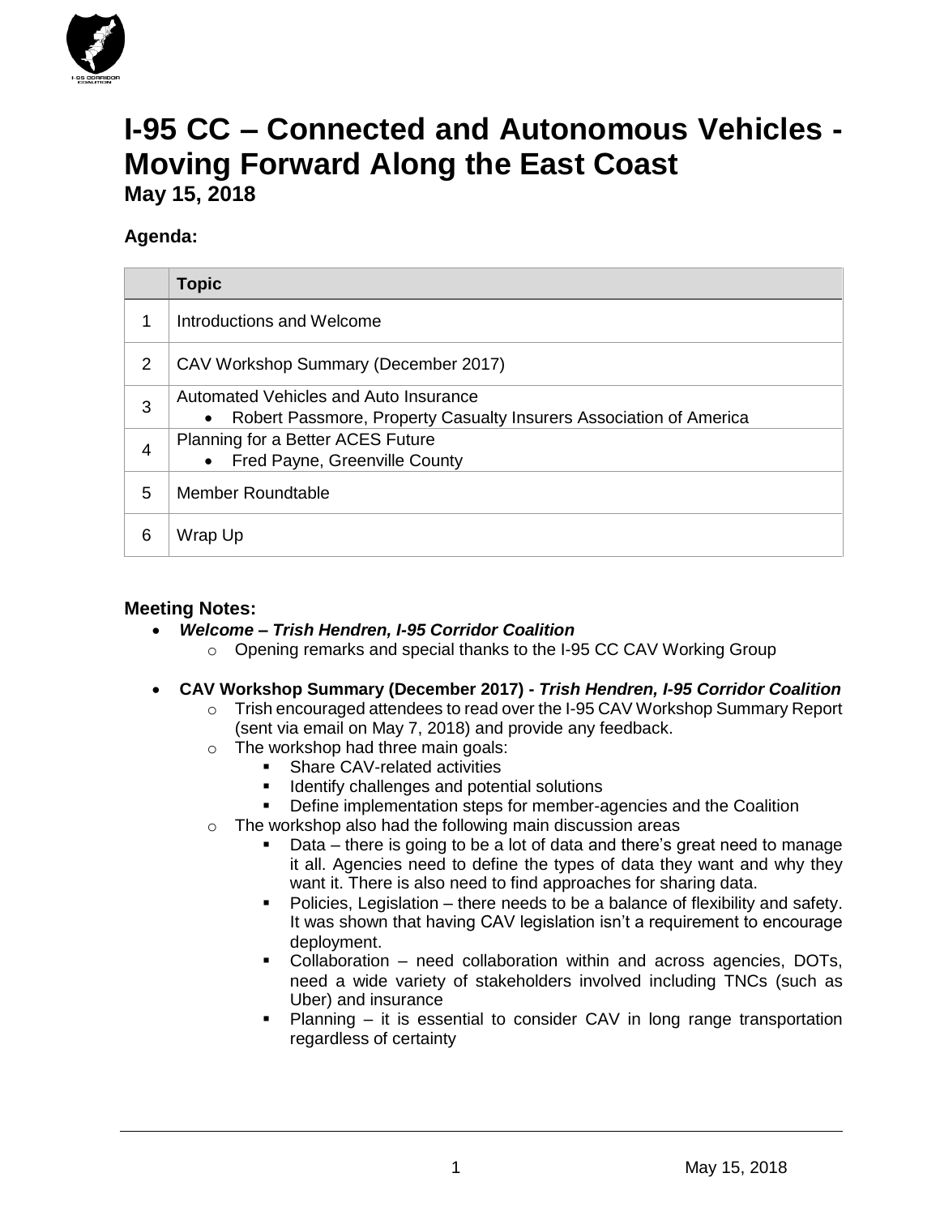# I-95 CC – Connected and Autonomous Vehicles - Moving Forward Along the East Coast

**May 15, 2018**

### Agenda:

| | Topic |
|---|---|
| 1 | Introductions and Welcome |
| 2 | CAV Workshop Summary (December 2017) |
| 3 | Automated Vehicles and Auto Insurance<br>• Robert Passmore, Property Casualty Insurers Association of America |
| 4 | Planning for a Better ACES Future<br>• Fred Payne, Greenville County |
| 5 | Member Roundtable |
| 6 | Wrap Up |

### Meeting Notes:

- ***Welcome – Trish Hendren, I-95 Corridor Coalition***
  - Opening remarks and special thanks to the I-95 CC CAV Working Group
- **CAV Workshop Summary (December 2017) -** ***Trish Hendren, I-95 Corridor Coalition***
  - Trish encouraged attendees to read over the I-95 CAV Workshop Summary Report (sent via email on May 7, 2018) and provide any feedback.
  - The workshop had three main goals:
    - Share CAV-related activities
    - Identify challenges and potential solutions
    - Define implementation steps for member-agencies and the Coalition
  - The workshop also had the following main discussion areas
    - Data – there is going to be a lot of data and there's great need to manage it all. Agencies need to define the types of data they want and why they want it. There is also need to find approaches for sharing data.
    - Policies, Legislation – there needs to be a balance of flexibility and safety. It was shown that having CAV legislation isn't a requirement to encourage deployment.
    - Collaboration – need collaboration within and across agencies, DOTs, need a wide variety of stakeholders involved including TNCs (such as Uber) and insurance
    - Planning – it is essential to consider CAV in long range transportation regardless of certainty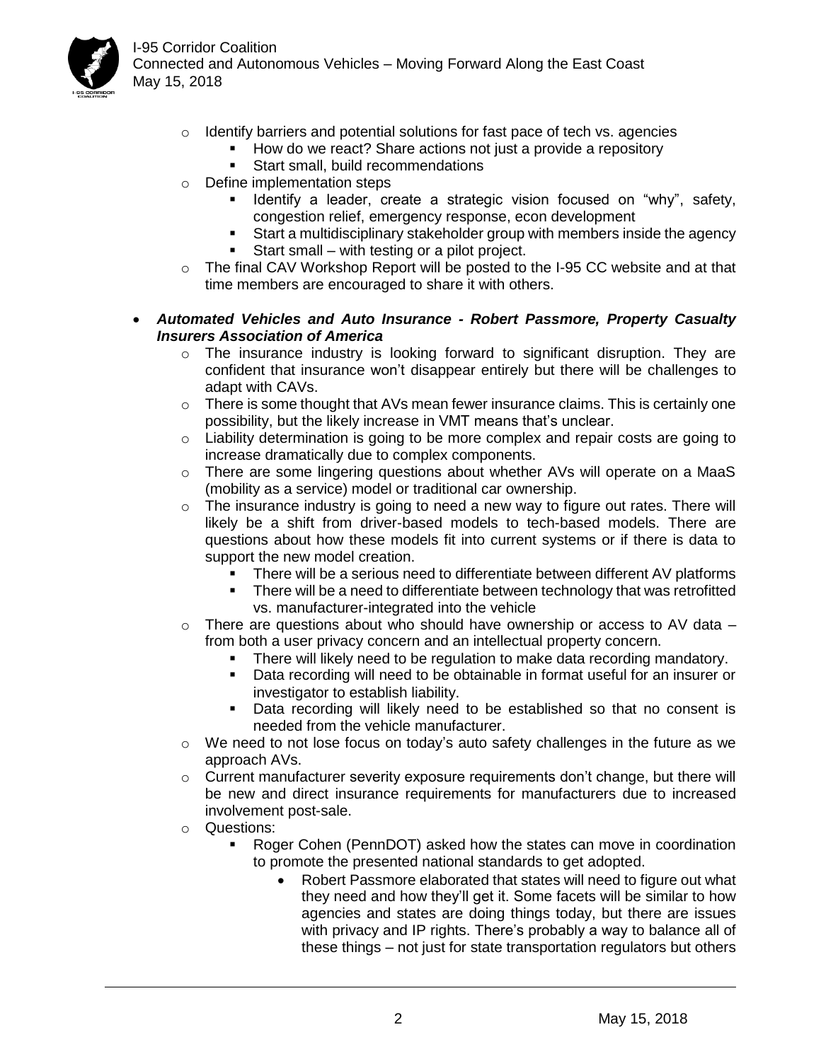- Identify barriers and potential solutions for fast pace of tech vs. agencies
  - How do we react? Share actions not just a provide a repository
  - Start small, build recommendations
- Define implementation steps
  - Identify a leader, create a strategic vision focused on "why", safety, congestion relief, emergency response, econ development
  - Start a multidisciplinary stakeholder group with members inside the agency
  - Start small – with testing or a pilot project.
- The final CAV Workshop Report will be posted to the I-95 CC website and at that time members are encouraged to share it with others.

- ***Automated Vehicles and Auto Insurance - Robert Passmore, Property Casualty Insurers Association of America***
  - The insurance industry is looking forward to significant disruption. They are confident that insurance won't disappear entirely but there will be challenges to adapt with CAVs.
  - There is some thought that AVs mean fewer insurance claims. This is certainly one possibility, but the likely increase in VMT means that's unclear.
  - Liability determination is going to be more complex and repair costs are going to increase dramatically due to complex components.
  - There are some lingering questions about whether AVs will operate on a MaaS (mobility as a service) model or traditional car ownership.
  - The insurance industry is going to need a new way to figure out rates. There will likely be a shift from driver-based models to tech-based models. There are questions about how these models fit into current systems or if there is data to support the new model creation.
    - There will be a serious need to differentiate between different AV platforms
    - There will be a need to differentiate between technology that was retrofitted vs. manufacturer-integrated into the vehicle
  - There are questions about who should have ownership or access to AV data – from both a user privacy concern and an intellectual property concern.
    - There will likely need to be regulation to make data recording mandatory.
    - Data recording will need to be obtainable in format useful for an insurer or investigator to establish liability.
    - Data recording will likely need to be established so that no consent is needed from the vehicle manufacturer.
  - We need to not lose focus on today's auto safety challenges in the future as we approach AVs.
  - Current manufacturer severity exposure requirements don't change, but there will be new and direct insurance requirements for manufacturers due to increased involvement post-sale.
  - Questions:
    - Roger Cohen (PennDOT) asked how the states can move in coordination to promote the presented national standards to get adopted.
      - Robert Passmore elaborated that states will need to figure out what they need and how they'll get it. Some facets will be similar to how agencies and states are doing things today, but there are issues with privacy and IP rights. There's probably a way to balance all of these things – not just for state transportation regulators but others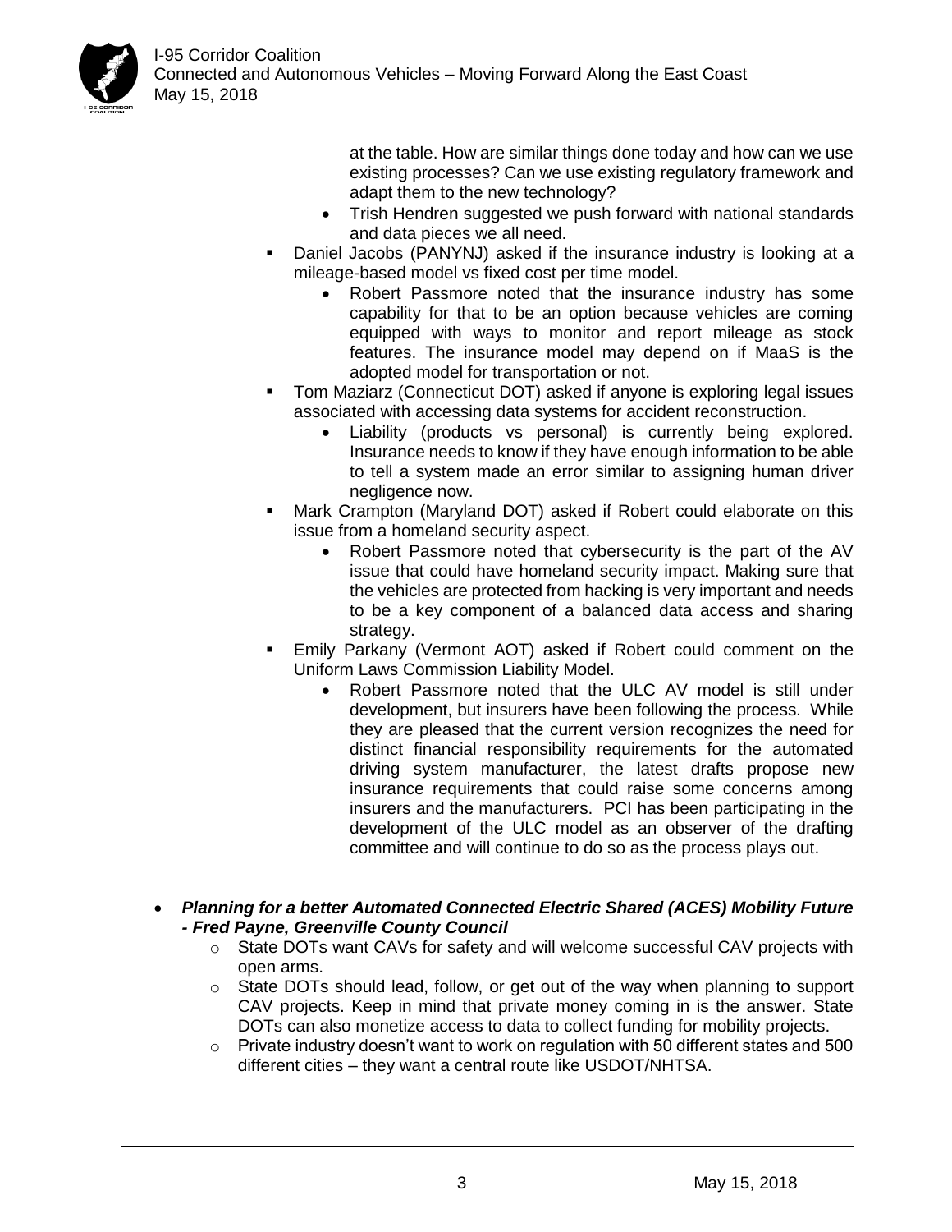at the table. How are similar things done today and how can we use existing processes? Can we use existing regulatory framework and adapt them to the new technology?
        - Trish Hendren suggested we push forward with national standards and data pieces we all need.
    - Daniel Jacobs (PANYNJ) asked if the insurance industry is looking at a mileage-based model vs fixed cost per time model.
        - Robert Passmore noted that the insurance industry has some capability for that to be an option because vehicles are coming equipped with ways to monitor and report mileage as stock features. The insurance model may depend on if MaaS is the adopted model for transportation or not.
    - Tom Maziarz (Connecticut DOT) asked if anyone is exploring legal issues associated with accessing data systems for accident reconstruction.
        - Liability (products vs personal) is currently being explored. Insurance needs to know if they have enough information to be able to tell a system made an error similar to assigning human driver negligence now.
    - Mark Crampton (Maryland DOT) asked if Robert could elaborate on this issue from a homeland security aspect.
        - Robert Passmore noted that cybersecurity is the part of the AV issue that could have homeland security impact. Making sure that the vehicles are protected from hacking is very important and needs to be a key component of a balanced data access and sharing strategy.
    - Emily Parkany (Vermont AOT) asked if Robert could comment on the Uniform Laws Commission Liability Model.
        - Robert Passmore noted that the ULC AV model is still under development, but insurers have been following the process. While they are pleased that the current version recognizes the need for distinct financial responsibility requirements for the automated driving system manufacturer, the latest drafts propose new insurance requirements that could raise some concerns among insurers and the manufacturers. PCI has been participating in the development of the ULC model as an observer of the drafting committee and will continue to do so as the process plays out.

- ***Planning for a better Automated Connected Electric Shared (ACES) Mobility Future - Fred Payne, Greenville County Council***
    - State DOTs want CAVs for safety and will welcome successful CAV projects with open arms.
    - State DOTs should lead, follow, or get out of the way when planning to support CAV projects. Keep in mind that private money coming in is the answer. State DOTs can also monetize access to data to collect funding for mobility projects.
    - Private industry doesn't want to work on regulation with 50 different states and 500 different cities – they want a central route like USDOT/NHTSA.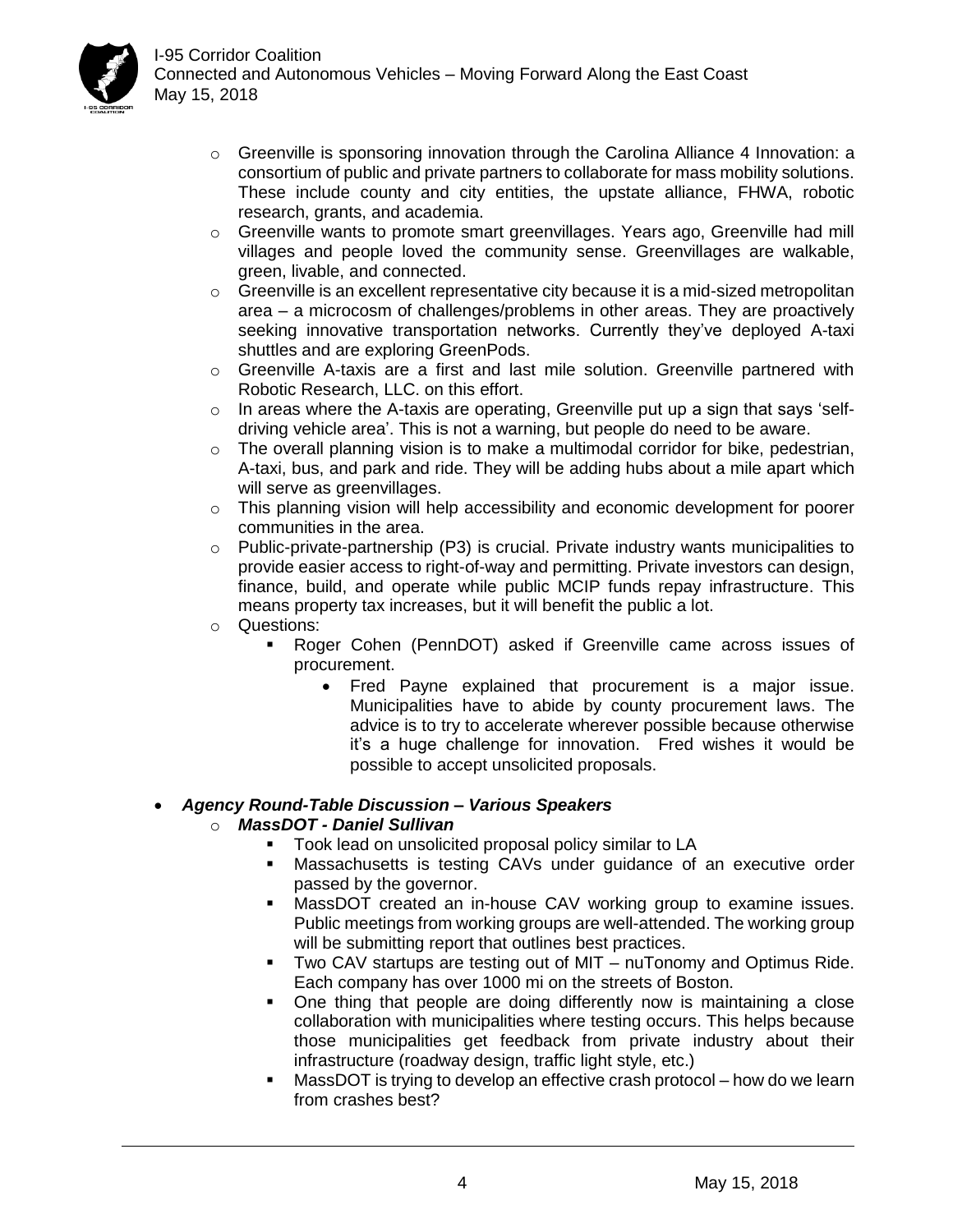- Greenville is sponsoring innovation through the Carolina Alliance 4 Innovation: a consortium of public and private partners to collaborate for mass mobility solutions. These include county and city entities, the upstate alliance, FHWA, robotic research, grants, and academia.
- Greenville wants to promote smart greenvillages. Years ago, Greenville had mill villages and people loved the community sense. Greenvillages are walkable, green, livable, and connected.
- Greenville is an excellent representative city because it is a mid-sized metropolitan area – a microcosm of challenges/problems in other areas. They are proactively seeking innovative transportation networks. Currently they've deployed A-taxi shuttles and are exploring GreenPods.
- Greenville A-taxis are a first and last mile solution. Greenville partnered with Robotic Research, LLC. on this effort.
- In areas where the A-taxis are operating, Greenville put up a sign that says 'self-driving vehicle area'. This is not a warning, but people do need to be aware.
- The overall planning vision is to make a multimodal corridor for bike, pedestrian, A-taxi, bus, and park and ride. They will be adding hubs about a mile apart which will serve as greenvillages.
- This planning vision will help accessibility and economic development for poorer communities in the area.
- Public-private-partnership (P3) is crucial. Private industry wants municipalities to provide easier access to right-of-way and permitting. Private investors can design, finance, build, and operate while public MCIP funds repay infrastructure. This means property tax increases, but it will benefit the public a lot.
- Questions:
  - Roger Cohen (PennDOT) asked if Greenville came across issues of procurement.
    - Fred Payne explained that procurement is a major issue. Municipalities have to abide by county procurement laws. The advice is to try to accelerate wherever possible because otherwise it's a huge challenge for innovation. Fred wishes it would be possible to accept unsolicited proposals.

- ***Agency Round-Table Discussion – Various Speakers***
  - ***MassDOT - Daniel Sullivan***
    - Took lead on unsolicited proposal policy similar to LA
    - Massachusetts is testing CAVs under guidance of an executive order passed by the governor.
    - MassDOT created an in-house CAV working group to examine issues. Public meetings from working groups are well-attended. The working group will be submitting report that outlines best practices.
    - Two CAV startups are testing out of MIT – nuTonomy and Optimus Ride. Each company has over 1000 mi on the streets of Boston.
    - One thing that people are doing differently now is maintaining a close collaboration with municipalities where testing occurs. This helps because those municipalities get feedback from private industry about their infrastructure (roadway design, traffic light style, etc.)
    - MassDOT is trying to develop an effective crash protocol – how do we learn from crashes best?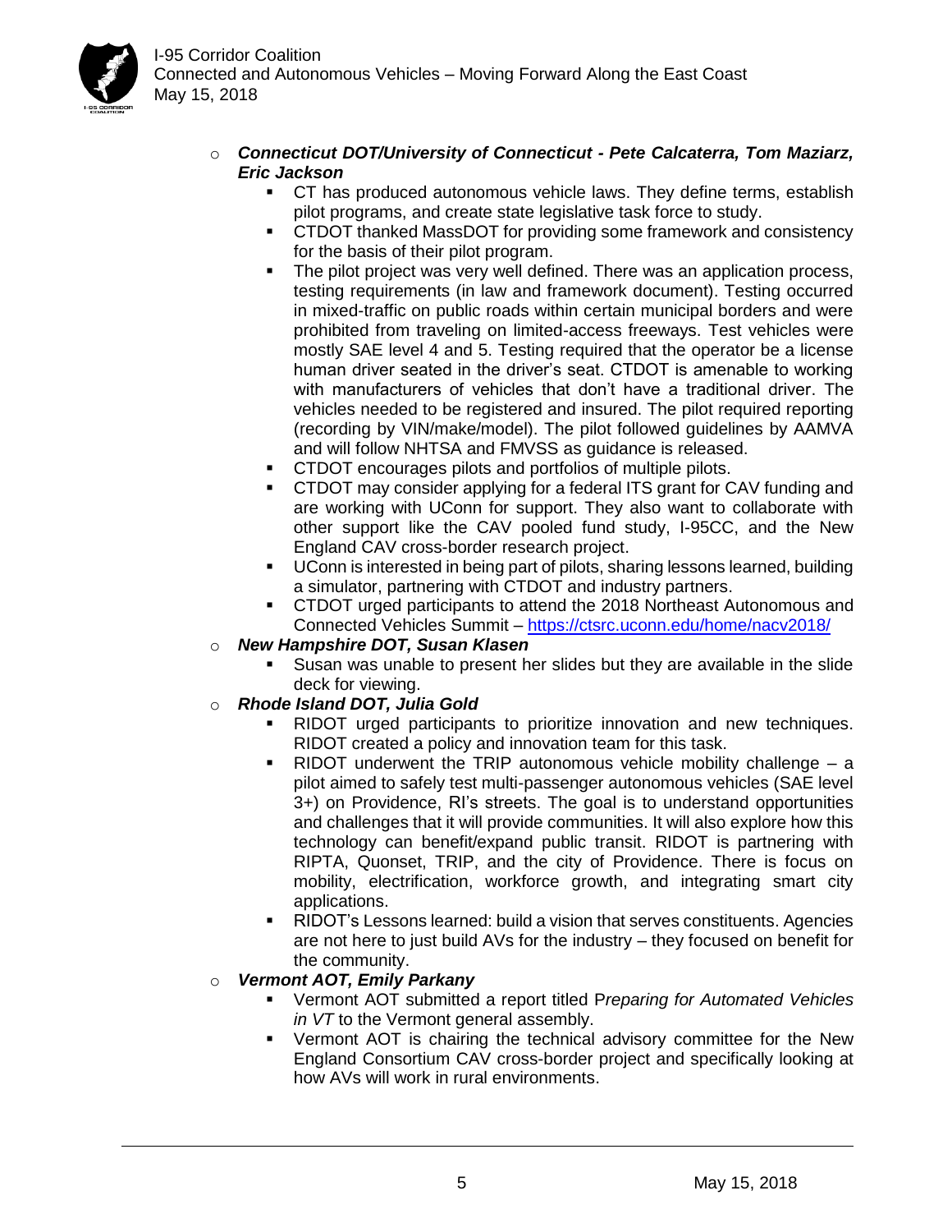- ***Connecticut DOT/University of Connecticut - Pete Calcaterra, Tom Maziarz, Eric Jackson***
  - CT has produced autonomous vehicle laws. They define terms, establish pilot programs, and create state legislative task force to study.
  - CTDOT thanked MassDOT for providing some framework and consistency for the basis of their pilot program.
  - The pilot project was very well defined. There was an application process, testing requirements (in law and framework document). Testing occurred in mixed-traffic on public roads within certain municipal borders and were prohibited from traveling on limited-access freeways. Test vehicles were mostly SAE level 4 and 5. Testing required that the operator be a license human driver seated in the driver's seat. CTDOT is amenable to working with manufacturers of vehicles that don't have a traditional driver. The vehicles needed to be registered and insured. The pilot required reporting (recording by VIN/make/model). The pilot followed guidelines by AAMVA and will follow NHTSA and FMVSS as guidance is released.
  - CTDOT encourages pilots and portfolios of multiple pilots.
  - CTDOT may consider applying for a federal ITS grant for CAV funding and are working with UConn for support. They also want to collaborate with other support like the CAV pooled fund study, I-95CC, and the New England CAV cross-border research project.
  - UConn is interested in being part of pilots, sharing lessons learned, building a simulator, partnering with CTDOT and industry partners.
  - CTDOT urged participants to attend the 2018 Northeast Autonomous and Connected Vehicles Summit – https://ctsrc.uconn.edu/home/nacv2018/
- ***New Hampshire DOT, Susan Klasen***
  - Susan was unable to present her slides but they are available in the slide deck for viewing.
- ***Rhode Island DOT, Julia Gold***
  - RIDOT urged participants to prioritize innovation and new techniques. RIDOT created a policy and innovation team for this task.
  - RIDOT underwent the TRIP autonomous vehicle mobility challenge – a pilot aimed to safely test multi-passenger autonomous vehicles (SAE level 3+) on Providence, RI's streets. The goal is to understand opportunities and challenges that it will provide communities. It will also explore how this technology can benefit/expand public transit. RIDOT is partnering with RIPTA, Quonset, TRIP, and the city of Providence. There is focus on mobility, electrification, workforce growth, and integrating smart city applications.
  - RIDOT's Lessons learned: build a vision that serves constituents. Agencies are not here to just build AVs for the industry – they focused on benefit for the community.
- ***Vermont AOT, Emily Parkany***
  - Vermont AOT submitted a report titled P*reparing for Automated Vehicles in VT* to the Vermont general assembly.
  - Vermont AOT is chairing the technical advisory committee for the New England Consortium CAV cross-border project and specifically looking at how AVs will work in rural environments.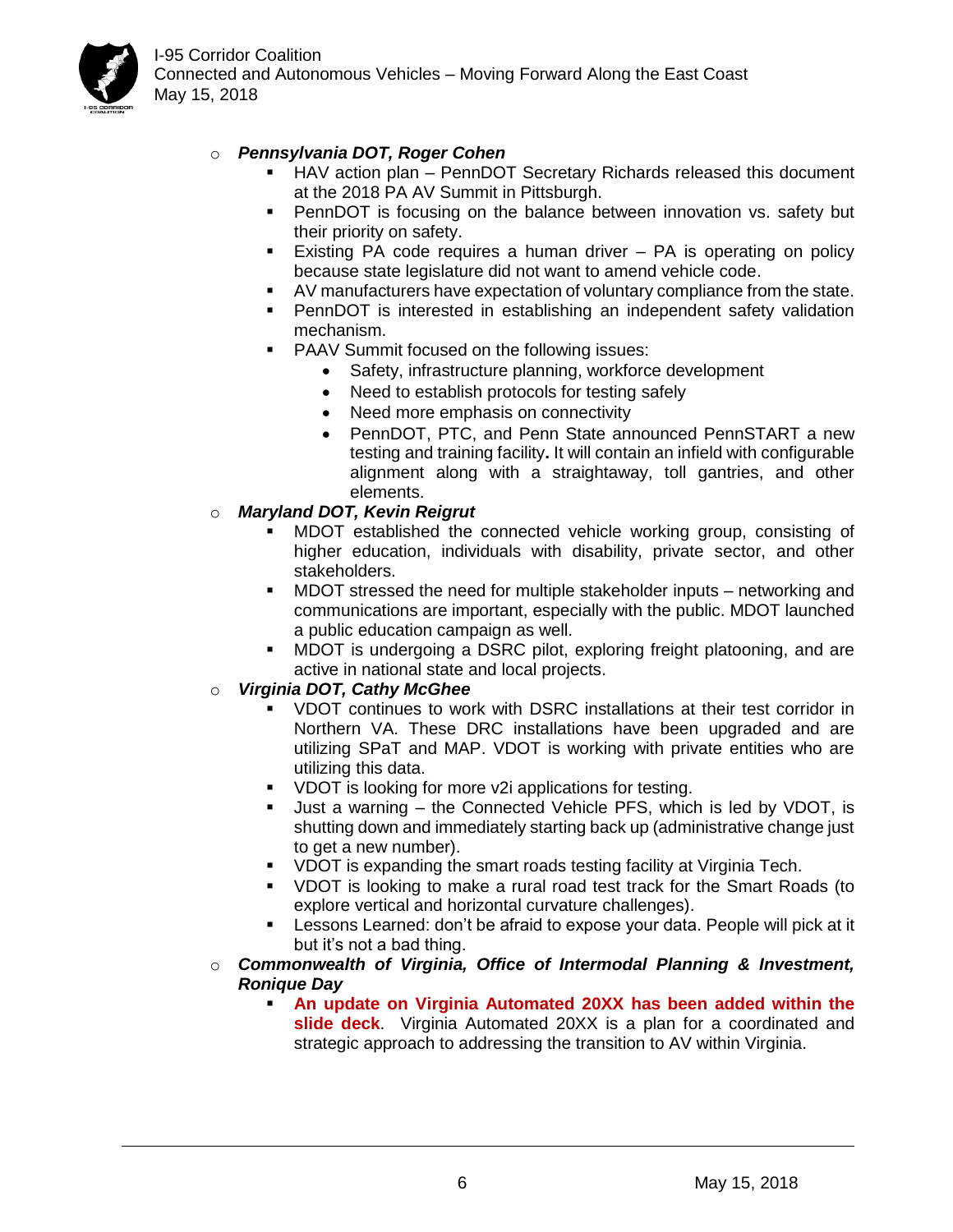- ***Pennsylvania DOT, Roger Cohen***
  - HAV action plan – PennDOT Secretary Richards released this document at the 2018 PA AV Summit in Pittsburgh.
  - PennDOT is focusing on the balance between innovation vs. safety but their priority on safety.
  - Existing PA code requires a human driver – PA is operating on policy because state legislature did not want to amend vehicle code.
  - AV manufacturers have expectation of voluntary compliance from the state.
  - PennDOT is interested in establishing an independent safety validation mechanism.
  - PAAV Summit focused on the following issues:
    - Safety, infrastructure planning, workforce development
    - Need to establish protocols for testing safely
    - Need more emphasis on connectivity
    - PennDOT, PTC, and Penn State announced PennSTART a new testing and training facility**.** It will contain an infield with configurable alignment along with a straightaway, toll gantries, and other elements.
- ***Maryland DOT, Kevin Reigrut***
  - MDOT established the connected vehicle working group, consisting of higher education, individuals with disability, private sector, and other stakeholders.
  - MDOT stressed the need for multiple stakeholder inputs – networking and communications are important, especially with the public. MDOT launched a public education campaign as well.
  - MDOT is undergoing a DSRC pilot, exploring freight platooning, and are active in national state and local projects.
- ***Virginia DOT, Cathy McGhee***
  - VDOT continues to work with DSRC installations at their test corridor in Northern VA. These DRC installations have been upgraded and are utilizing SPaT and MAP. VDOT is working with private entities who are utilizing this data.
  - VDOT is looking for more v2i applications for testing.
  - Just a warning – the Connected Vehicle PFS, which is led by VDOT, is shutting down and immediately starting back up (administrative change just to get a new number).
  - VDOT is expanding the smart roads testing facility at Virginia Tech.
  - VDOT is looking to make a rural road test track for the Smart Roads (to explore vertical and horizontal curvature challenges).
  - Lessons Learned: don't be afraid to expose your data. People will pick at it but it's not a bad thing.
- ***Commonwealth of Virginia, Office of Intermodal Planning & Investment, Ronique Day***
  - **An update on Virginia Automated 20XX has been added within the slide deck**. Virginia Automated 20XX is a plan for a coordinated and strategic approach to addressing the transition to AV within Virginia.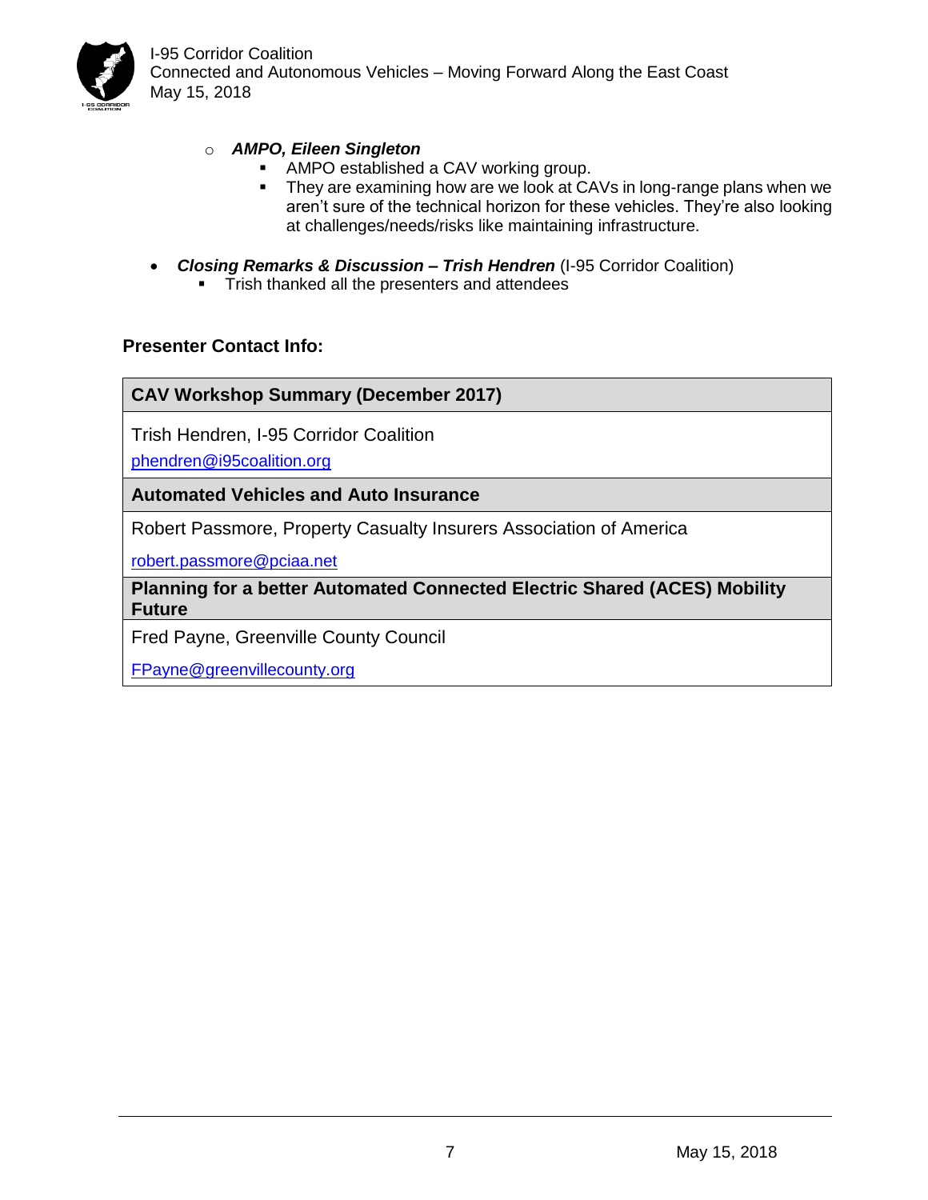- ***AMPO, Eileen Singleton***
    - AMPO established a CAV working group.
    - They are examining how are we look at CAVs in long-range plans when we aren't sure of the technical horizon for these vehicles. They're also looking at challenges/needs/risks like maintaining infrastructure.

- ***Closing Remarks & Discussion – Trish Hendren*** (I-95 Corridor Coalition)
  - Trish thanked all the presenters and attendees

**Presenter Contact Info:**

| **CAV Workshop Summary (December 2017)** |
|---|
| Trish Hendren, I-95 Corridor Coalition<br>phendren@i95coalition.org |
| **Automated Vehicles and Auto Insurance** |
| Robert Passmore, Property Casualty Insurers Association of America<br>robert.passmore@pciaa.net |
| **Planning for a better Automated Connected Electric Shared (ACES) Mobility Future** |
| Fred Payne, Greenville County Council<br>FPayne@greenvillecounty.org |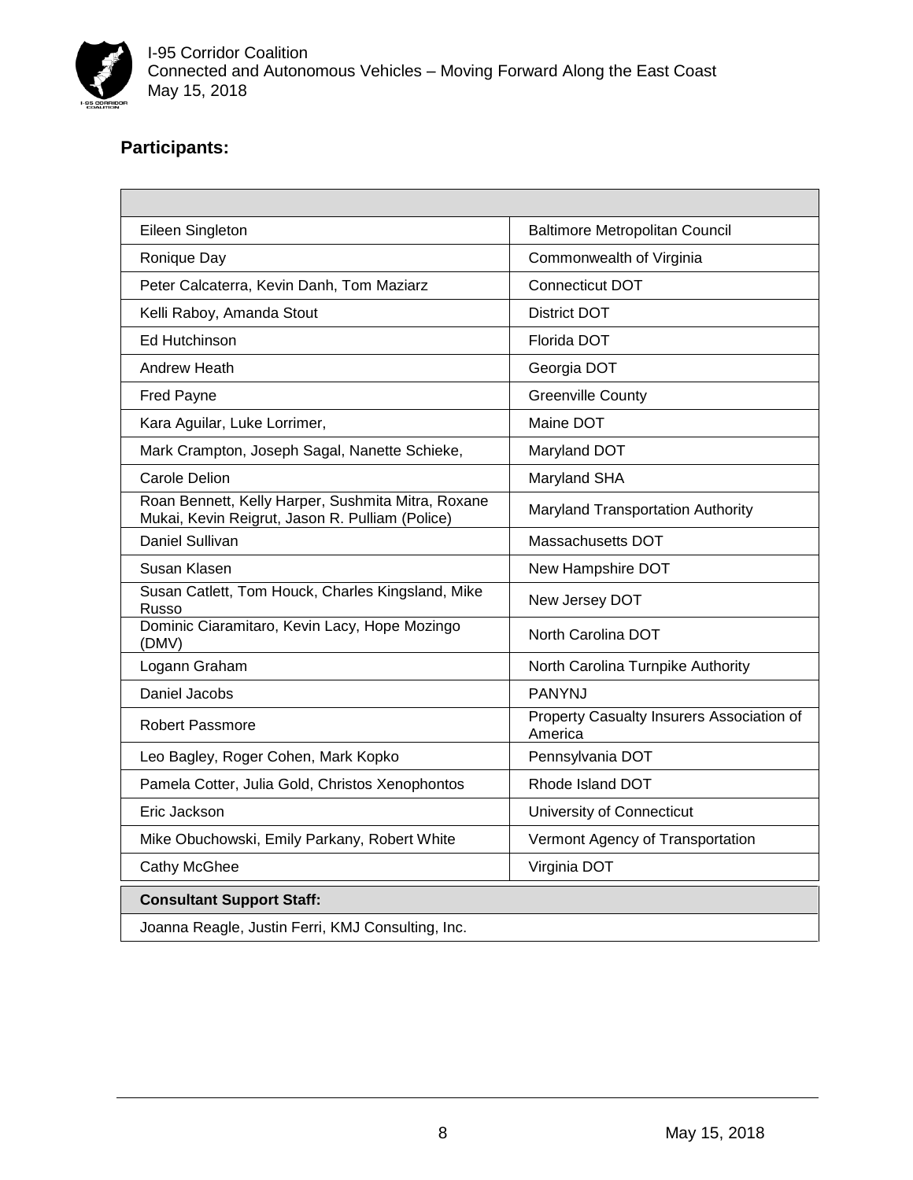## Participants:

| | |
|---|---|
| Eileen Singleton | Baltimore Metropolitan Council |
| Ronique Day | Commonwealth of Virginia |
| Peter Calcaterra, Kevin Danh, Tom Maziarz | Connecticut DOT |
| Kelli Raboy, Amanda Stout | District DOT |
| Ed Hutchinson | Florida DOT |
| Andrew Heath | Georgia DOT |
| Fred Payne | Greenville County |
| Kara Aguilar, Luke Lorrimer, | Maine DOT |
| Mark Crampton, Joseph Sagal, Nanette Schieke, | Maryland DOT |
| Carole Delion | Maryland SHA |
| Roan Bennett, Kelly Harper, Sushmita Mitra, Roxane Mukai, Kevin Reigrut, Jason R. Pulliam (Police) | Maryland Transportation Authority |
| Daniel Sullivan | Massachusetts DOT |
| Susan Klasen | New Hampshire DOT |
| Susan Catlett, Tom Houck, Charles Kingsland, Mike Russo | New Jersey DOT |
| Dominic Ciaramitaro, Kevin Lacy, Hope Mozingo (DMV) | North Carolina DOT |
| Logann Graham | North Carolina Turnpike Authority |
| Daniel Jacobs | PANYNJ |
| Robert Passmore | Property Casualty Insurers Association of America |
| Leo Bagley, Roger Cohen, Mark Kopko | Pennsylvania DOT |
| Pamela Cotter, Julia Gold, Christos Xenophontos | Rhode Island DOT |
| Eric Jackson | University of Connecticut |
| Mike Obuchowski, Emily Parkany, Robert White | Vermont Agency of Transportation |
| Cathy McGhee | Virginia DOT |
| **Consultant Support Staff:** | |
| Joanna Reagle, Justin Ferri, KMJ Consulting, Inc. | |